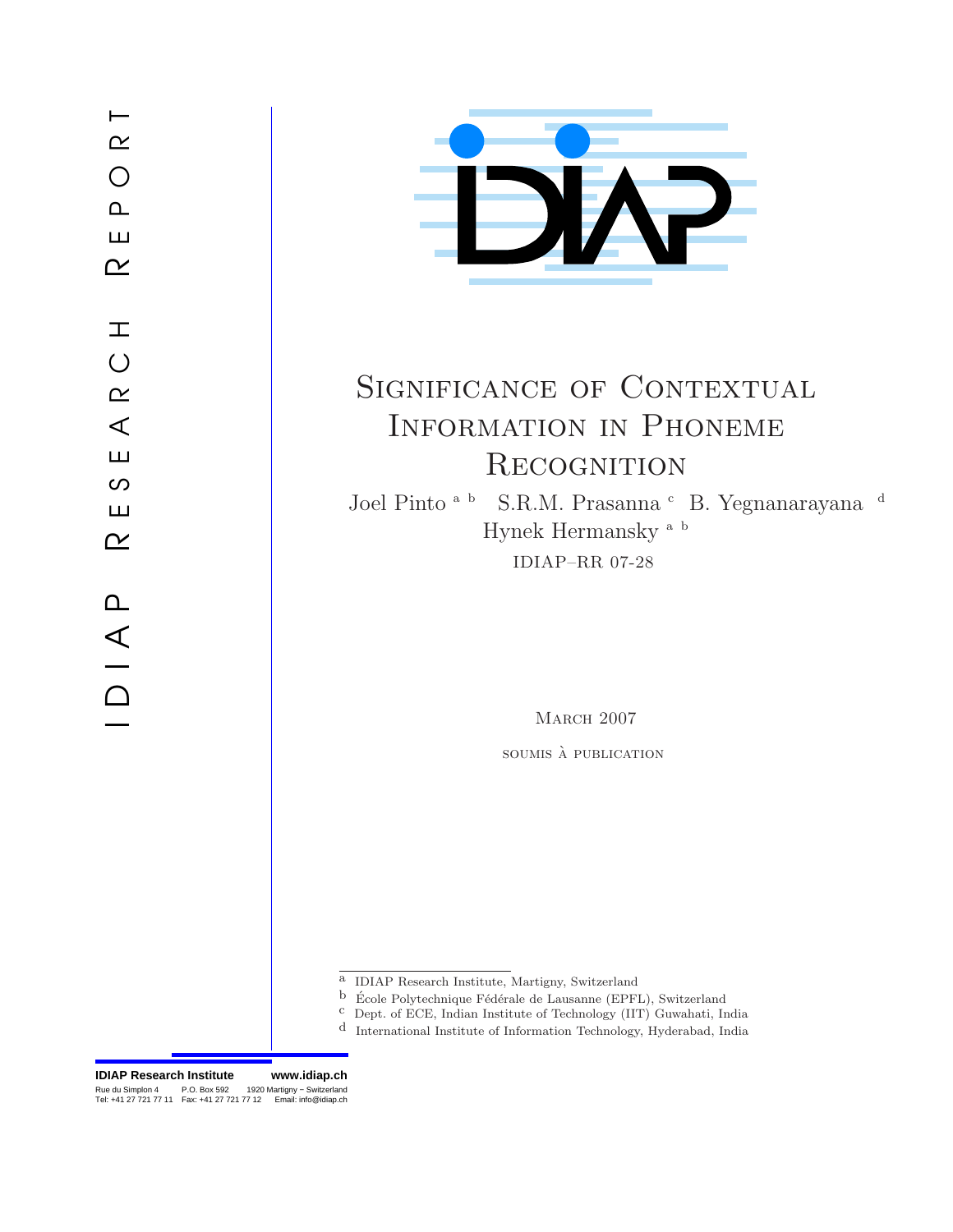IDIAP RESEARCH REPORT

# Significance of Contextual Information in Phoneme Recognition

Joel Pinto [a] [b] S.R.M. Prasanna [c] B. Yegnanarayana [d]
Hynek Hermansky [a] [b]

IDIAP–RR 07-28

March 2007

soumis à publication

[a] IDIAP Research Institute, Martigny, Switzerland
[b] École Polytechnique Fédérale de Lausanne (EPFL), Switzerland
[c] Dept. of ECE, Indian Institute of Technology (IIT) Guwahati, India
[d] International Institute of Information Technology, Hyderabad, India

**IDIAP Research Institute** **www.idiap.ch**
Rue du Simplon 4 P.O. Box 592 1920 Martigny − Switzerland
Tel: +41 27 721 77 11 Fax: +41 27 721 77 12 Email: info@idiap.ch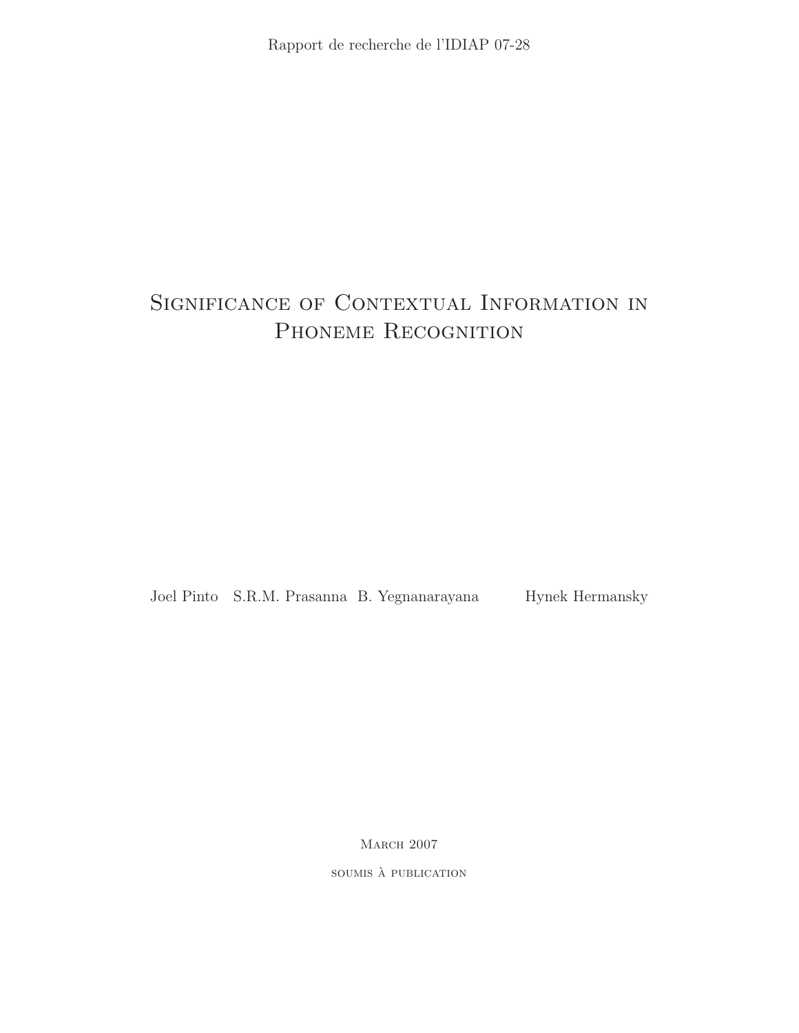Rapport de recherche de l'IDIAP 07-28

# Significance of Contextual Information in Phoneme Recognition

Joel Pinto   S.R.M. Prasanna   B. Yegnanarayana   Hynek Hermansky

March 2007

soumis à publication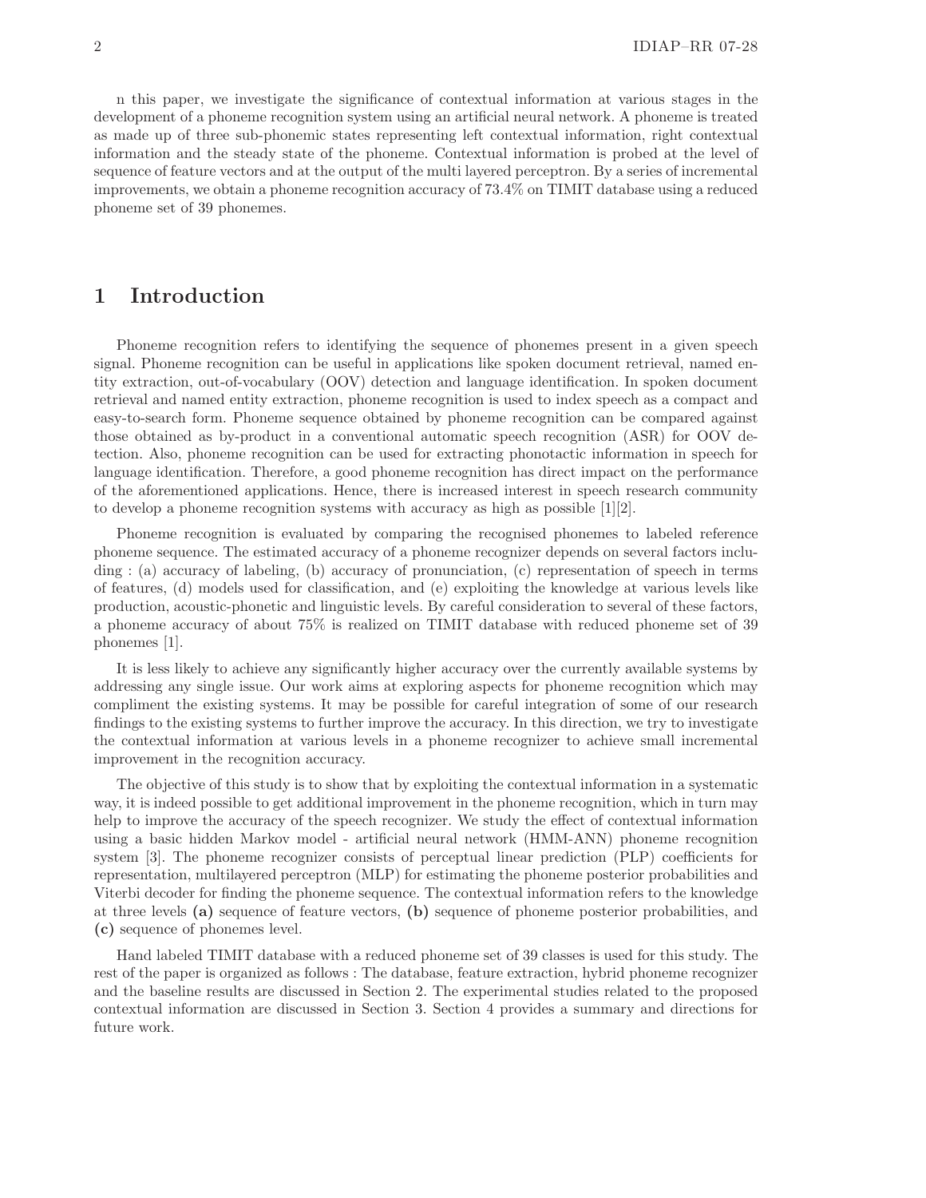n this paper, we investigate the significance of contextual information at various stages in the development of a phoneme recognition system using an artificial neural network. A phoneme is treated as made up of three sub-phonemic states representing left contextual information, right contextual information and the steady state of the phoneme. Contextual information is probed at the level of sequence of feature vectors and at the output of the multi layered perceptron. By a series of incremental improvements, we obtain a phoneme recognition accuracy of 73.4% on TIMIT database using a reduced phoneme set of 39 phonemes.

# 1 Introduction

Phoneme recognition refers to identifying the sequence of phonemes present in a given speech signal. Phoneme recognition can be useful in applications like spoken document retrieval, named entity extraction, out-of-vocabulary (OOV) detection and language identification. In spoken document retrieval and named entity extraction, phoneme recognition is used to index speech as a compact and easy-to-search form. Phoneme sequence obtained by phoneme recognition can be compared against those obtained as by-product in a conventional automatic speech recognition (ASR) for OOV detection. Also, phoneme recognition can be used for extracting phonotactic information in speech for language identification. Therefore, a good phoneme recognition has direct impact on the performance of the aforementioned applications. Hence, there is increased interest in speech research community to develop a phoneme recognition systems with accuracy as high as possible [1][2].

Phoneme recognition is evaluated by comparing the recognised phonemes to labeled reference phoneme sequence. The estimated accuracy of a phoneme recognizer depends on several factors including : (a) accuracy of labeling, (b) accuracy of pronunciation, (c) representation of speech in terms of features, (d) models used for classification, and (e) exploiting the knowledge at various levels like production, acoustic-phonetic and linguistic levels. By careful consideration to several of these factors, a phoneme accuracy of about 75% is realized on TIMIT database with reduced phoneme set of 39 phonemes [1].

It is less likely to achieve any significantly higher accuracy over the currently available systems by addressing any single issue. Our work aims at exploring aspects for phoneme recognition which may compliment the existing systems. It may be possible for careful integration of some of our research findings to the existing systems to further improve the accuracy. In this direction, we try to investigate the contextual information at various levels in a phoneme recognizer to achieve small incremental improvement in the recognition accuracy.

The objective of this study is to show that by exploiting the contextual information in a systematic way, it is indeed possible to get additional improvement in the phoneme recognition, which in turn may help to improve the accuracy of the speech recognizer. We study the effect of contextual information using a basic hidden Markov model - artificial neural network (HMM-ANN) phoneme recognition system [3]. The phoneme recognizer consists of perceptual linear prediction (PLP) coefficients for representation, multilayered perceptron (MLP) for estimating the phoneme posterior probabilities and Viterbi decoder for finding the phoneme sequence. The contextual information refers to the knowledge at three levels **(a)** sequence of feature vectors, **(b)** sequence of phoneme posterior probabilities, and **(c)** sequence of phonemes level.

Hand labeled TIMIT database with a reduced phoneme set of 39 classes is used for this study. The rest of the paper is organized as follows : The database, feature extraction, hybrid phoneme recognizer and the baseline results are discussed in Section 2. The experimental studies related to the proposed contextual information are discussed in Section 3. Section 4 provides a summary and directions for future work.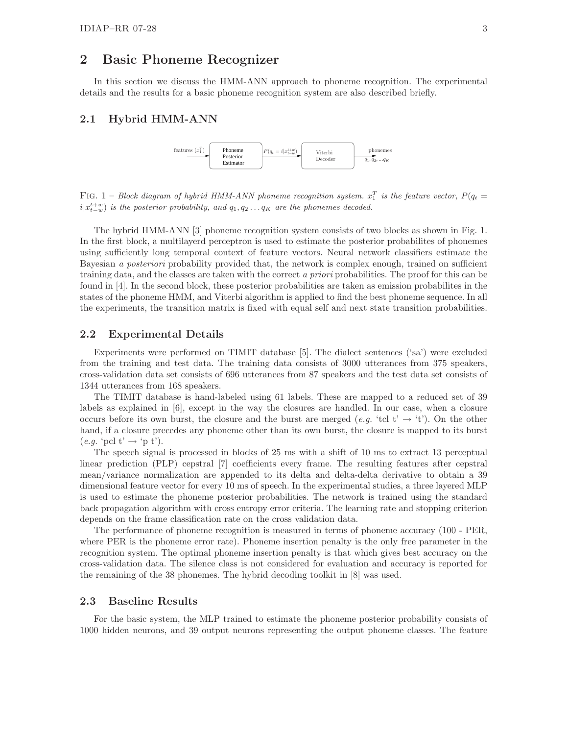## 2 Basic Phoneme Recognizer

In this section we discuss the HMM-ANN approach to phoneme recognition. The experimental details and the results for a basic phoneme recognition system are also described briefly.

### 2.1 Hybrid HMM-ANN

features ($x_1^T$) → Phoneme Posterior Estimator → $P(q_t = i|x_{t-w}^{t+w})$ → Viterbi Decoder → phonemes $q_1, q_2, ...q_K$

FIG. 1 – *Block diagram of hybrid HMM-ANN phoneme recognition system.* $x_1^T$ *is the feature vector,* $P(q_t = i|x_{t-w}^{t+w})$ *is the posterior probability, and* $q_1, q_2 \ldots q_K$ *are the phonemes decoded.*

The hybrid HMM-ANN [3] phoneme recognition system consists of two blocks as shown in Fig. 1. In the first block, a multilayerd perceptron is used to estimate the posterior probabilites of phonemes using sufficiently long temporal context of feature vectors. Neural network classifiers estimate the Bayesian *a posteriori* probability provided that, the network is complex enough, trained on sufficient training data, and the classes are taken with the correct *a priori* probabilities. The proof for this can be found in [4]. In the second block, these posterior probabilities are taken as emission probabilites in the states of the phoneme HMM, and Viterbi algorithm is applied to find the best phoneme sequence. In all the experiments, the transition matrix is fixed with equal self and next state transition probabilities.

### 2.2 Experimental Details

Experiments were performed on TIMIT database [5]. The dialect sentences ('sa') were excluded from the training and test data. The training data consists of 3000 utterances from 375 speakers, cross-validation data set consists of 696 utterances from 87 speakers and the test data set consists of 1344 utterances from 168 speakers.

The TIMIT database is hand-labeled using 61 labels. These are mapped to a reduced set of 39 labels as explained in [6], except in the way the closures are handled. In our case, when a closure occurs before its own burst, the closure and the burst are merged (*e.g.* 'tcl t' → 't'). On the other hand, if a closure precedes any phoneme other than its own burst, the closure is mapped to its burst (*e.g.* 'pcl t' → 'p t').

The speech signal is processed in blocks of 25 ms with a shift of 10 ms to extract 13 perceptual linear prediction (PLP) cepstral [7] coefficients every frame. The resulting features after cepstral mean/variance normalization are appended to its delta and delta-delta derivative to obtain a 39 dimensional feature vector for every 10 ms of speech. In the experimental studies, a three layered MLP is used to estimate the phoneme posterior probabilities. The network is trained using the standard back propagation algorithm with cross entropy error criteria. The learning rate and stopping criterion depends on the frame classification rate on the cross validation data.

The performance of phoneme recognition is measured in terms of phoneme accuracy (100 - PER, where PER is the phoneme error rate). Phoneme insertion penalty is the only free parameter in the recognition system. The optimal phoneme insertion penalty is that which gives best accuracy on the cross-validation data. The silence class is not considered for evaluation and accuracy is reported for the remaining of the 38 phonemes. The hybrid decoding toolkit in [8] was used.

### 2.3 Baseline Results

For the basic system, the MLP trained to estimate the phoneme posterior probability consists of 1000 hidden neurons, and 39 output neurons representing the output phoneme classes. The feature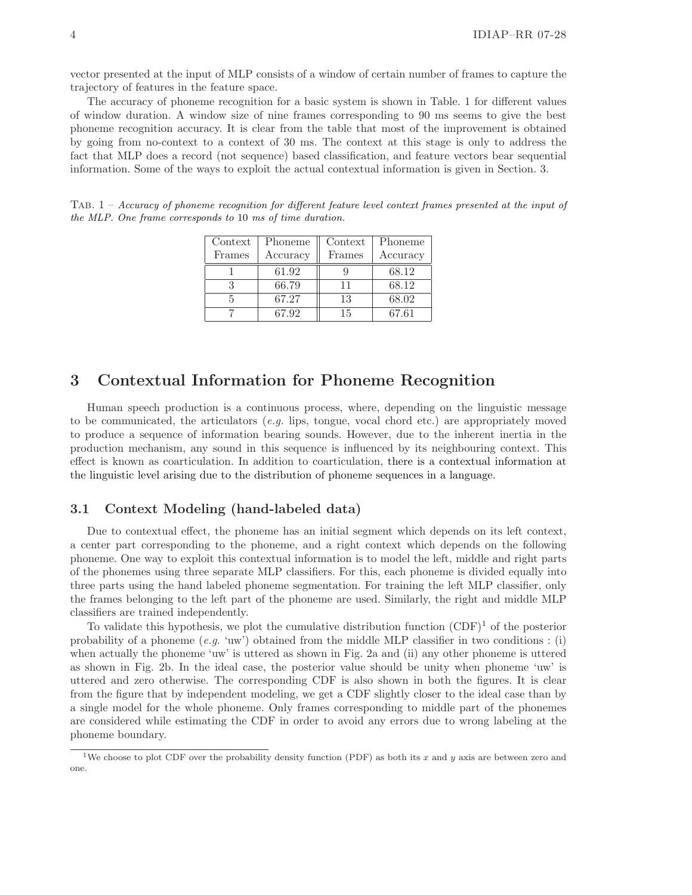vector presented at the input of MLP consists of a window of certain number of frames to capture the trajectory of features in the feature space.

The accuracy of phoneme recognition for a basic system is shown in Table. 1 for different values of window duration. A window size of nine frames corresponding to 90 ms seems to give the best phoneme recognition accuracy. It is clear from the table that most of the improvement is obtained by going from no-context to a context of 30 ms. The context at this stage is only to address the fact that MLP does a record (not sequence) based classification, and feature vectors bear sequential information. Some of the ways to exploit the actual contextual information is given in Section. 3.

TAB. 1 – *Accuracy of phoneme recognition for different feature level context frames presented at the input of the MLP. One frame corresponds to* 10 *ms of time duration.*

| Context Frames | Phoneme Accuracy | Context Frames | Phoneme Accuracy |
|---|---|---|---|
| 1 | 61.92 | 9 | 68.12 |
| 3 | 66.79 | 11 | 68.12 |
| 5 | 67.27 | 13 | 68.02 |
| 7 | 67.92 | 15 | 67.61 |

## 3 Contextual Information for Phoneme Recognition

Human speech production is a continuous process, where, depending on the linguistic message to be communicated, the articulators (*e.g.* lips, tongue, vocal chord etc.) are appropriately moved to produce a sequence of information bearing sounds. However, due to the inherent inertia in the production mechanism, any sound in this sequence is influenced by its neighbouring context. This effect is known as coarticulation. In addition to coarticulation, there is a contextual information at the linguistic level arising due to the distribution of phoneme sequences in a language.

### 3.1 Context Modeling (hand-labeled data)

Due to contextual effect, the phoneme has an initial segment which depends on its left context, a center part corresponding to the phoneme, and a right context which depends on the following phoneme. One way to exploit this contextual information is to model the left, middle and right parts of the phonemes using three separate MLP classifiers. For this, each phoneme is divided equally into three parts using the hand labeled phoneme segmentation. For training the left MLP classifier, only the frames belonging to the left part of the phoneme are used. Similarly, the right and middle MLP classifiers are trained independently.

To validate this hypothesis, we plot the cumulative distribution function (CDF)[1] of the posterior probability of a phoneme (*e.g.* 'uw') obtained from the middle MLP classifier in two conditions : (i) when actually the phoneme 'uw' is uttered as shown in Fig. 2a and (ii) any other phoneme is uttered as shown in Fig. 2b. In the ideal case, the posterior value should be unity when phoneme 'uw' is uttered and zero otherwise. The corresponding CDF is also shown in both the figures. It is clear from the figure that by independent modeling, we get a CDF slightly closer to the ideal case than by a single model for the whole phoneme. Only frames corresponding to middle part of the phonemes are considered while estimating the CDF in order to avoid any errors due to wrong labeling at the phoneme boundary.

[1] We choose to plot CDF over the probability density function (PDF) as both its $x$ and $y$ axis are between zero and one.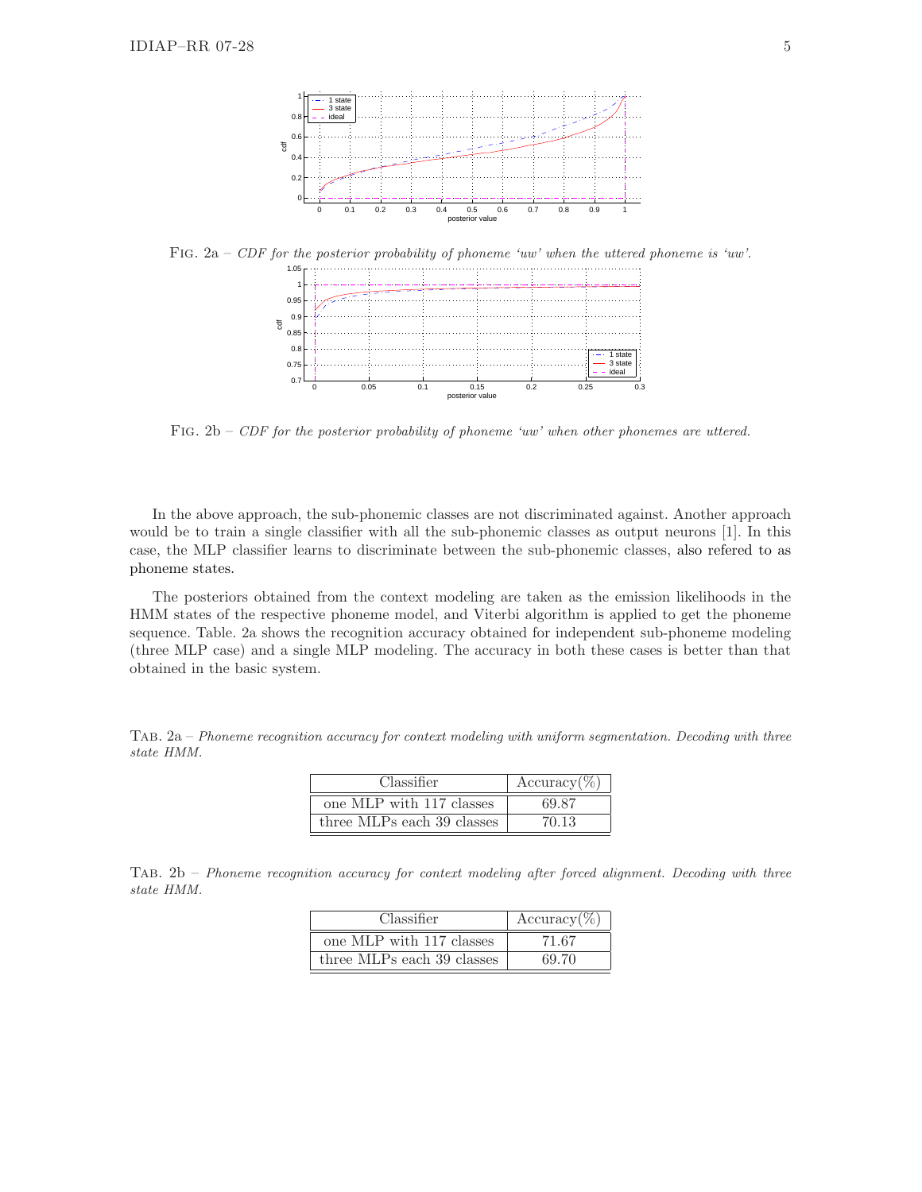FIG. 2a – *CDF for the posterior probability of phoneme 'uw' when the uttered phoneme is 'uw'.*

FIG. 2b – *CDF for the posterior probability of phoneme 'uw' when other phonemes are uttered.*

In the above approach, the sub-phonemic classes are not discriminated against. Another approach would be to train a single classifier with all the sub-phonemic classes as output neurons [1]. In this case, the MLP classifier learns to discriminate between the sub-phonemic classes, also refered to as phoneme states.

The posteriors obtained from the context modeling are taken as the emission likelihoods in the HMM states of the respective phoneme model, and Viterbi algorithm is applied to get the phoneme sequence. Table. 2a shows the recognition accuracy obtained for independent sub-phoneme modeling (three MLP case) and a single MLP modeling. The accuracy in both these cases is better than that obtained in the basic system.

TAB. 2a – *Phoneme recognition accuracy for context modeling with uniform segmentation. Decoding with three state HMM.*

| Classifier | Accuracy(%) |
|---|---|
| one MLP with 117 classes | 69.87 |
| three MLPs each 39 classes | 70.13 |

TAB. 2b – *Phoneme recognition accuracy for context modeling after forced alignment. Decoding with three state HMM.*

| Classifier | Accuracy(%) |
|---|---|
| one MLP with 117 classes | 71.67 |
| three MLPs each 39 classes | 69.70 |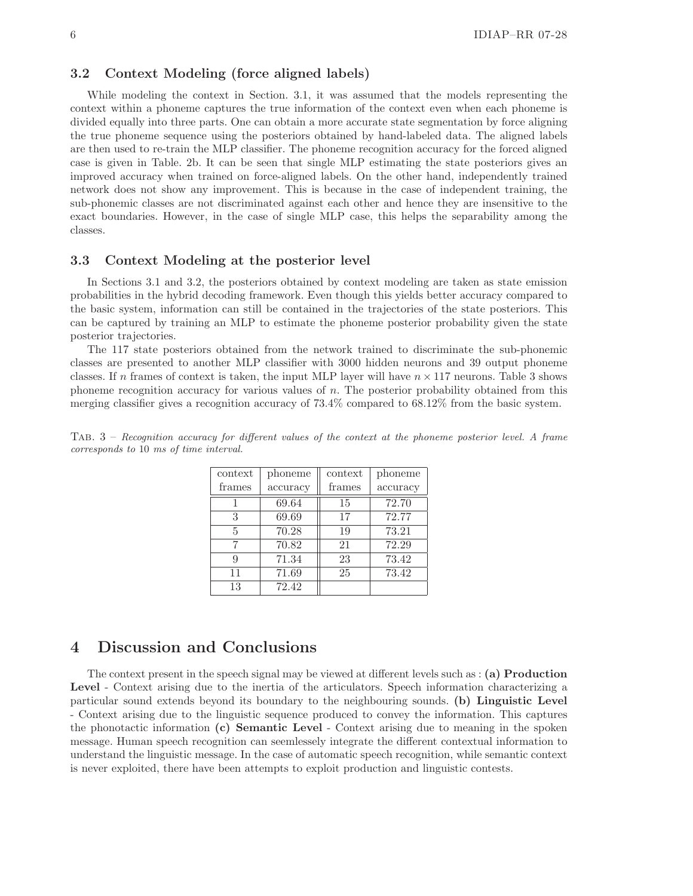### 3.2 Context Modeling (force aligned labels)

While modeling the context in Section. 3.1, it was assumed that the models representing the context within a phoneme captures the true information of the context even when each phoneme is divided equally into three parts. One can obtain a more accurate state segmentation by force aligning the true phoneme sequence using the posteriors obtained by hand-labeled data. The aligned labels are then used to re-train the MLP classifier. The phoneme recognition accuracy for the forced aligned case is given in Table. 2b. It can be seen that single MLP estimating the state posteriors gives an improved accuracy when trained on force-aligned labels. On the other hand, independently trained network does not show any improvement. This is because in the case of independent training, the sub-phonemic classes are not discriminated against each other and hence they are insensitive to the exact boundaries. However, in the case of single MLP case, this helps the separability among the classes.

### 3.3 Context Modeling at the posterior level

In Sections 3.1 and 3.2, the posteriors obtained by context modeling are taken as state emission probabilities in the hybrid decoding framework. Even though this yields better accuracy compared to the basic system, information can still be contained in the trajectories of the state posteriors. This can be captured by training an MLP to estimate the phoneme posterior probability given the state posterior trajectories.

The 117 state posteriors obtained from the network trained to discriminate the sub-phonemic classes are presented to another MLP classifier with 3000 hidden neurons and 39 output phoneme classes. If $n$ frames of context is taken, the input MLP layer will have $n \times 117$ neurons. Table 3 shows phoneme recognition accuracy for various values of $n$. The posterior probability obtained from this merging classifier gives a recognition accuracy of 73.4% compared to 68.12% from the basic system.

TAB. 3 – *Recognition accuracy for different values of the context at the phoneme posterior level. A frame corresponds to* 10 *ms of time interval.*

| context frames | phoneme accuracy | context frames | phoneme accuracy |
|---|---|---|---|
| 1 | 69.64 | 15 | 72.70 |
| 3 | 69.69 | 17 | 72.77 |
| 5 | 70.28 | 19 | 73.21 |
| 7 | 70.82 | 21 | 72.29 |
| 9 | 71.34 | 23 | 73.42 |
| 11 | 71.69 | 25 | 73.42 |
| 13 | 72.42 | | |

## 4 Discussion and Conclusions

The context present in the speech signal may be viewed at different levels such as : **(a) Production Level** - Context arising due to the inertia of the articulators. Speech information characterizing a particular sound extends beyond its boundary to the neighbouring sounds. **(b) Linguistic Level** - Context arising due to the linguistic sequence produced to convey the information. This captures the phonotactic information **(c) Semantic Level** - Context arising due to meaning in the spoken message. Human speech recognition can seemlessely integrate the different contextual information to understand the linguistic message. In the case of automatic speech recognition, while semantic context is never exploited, there have been attempts to exploit production and linguistic contests.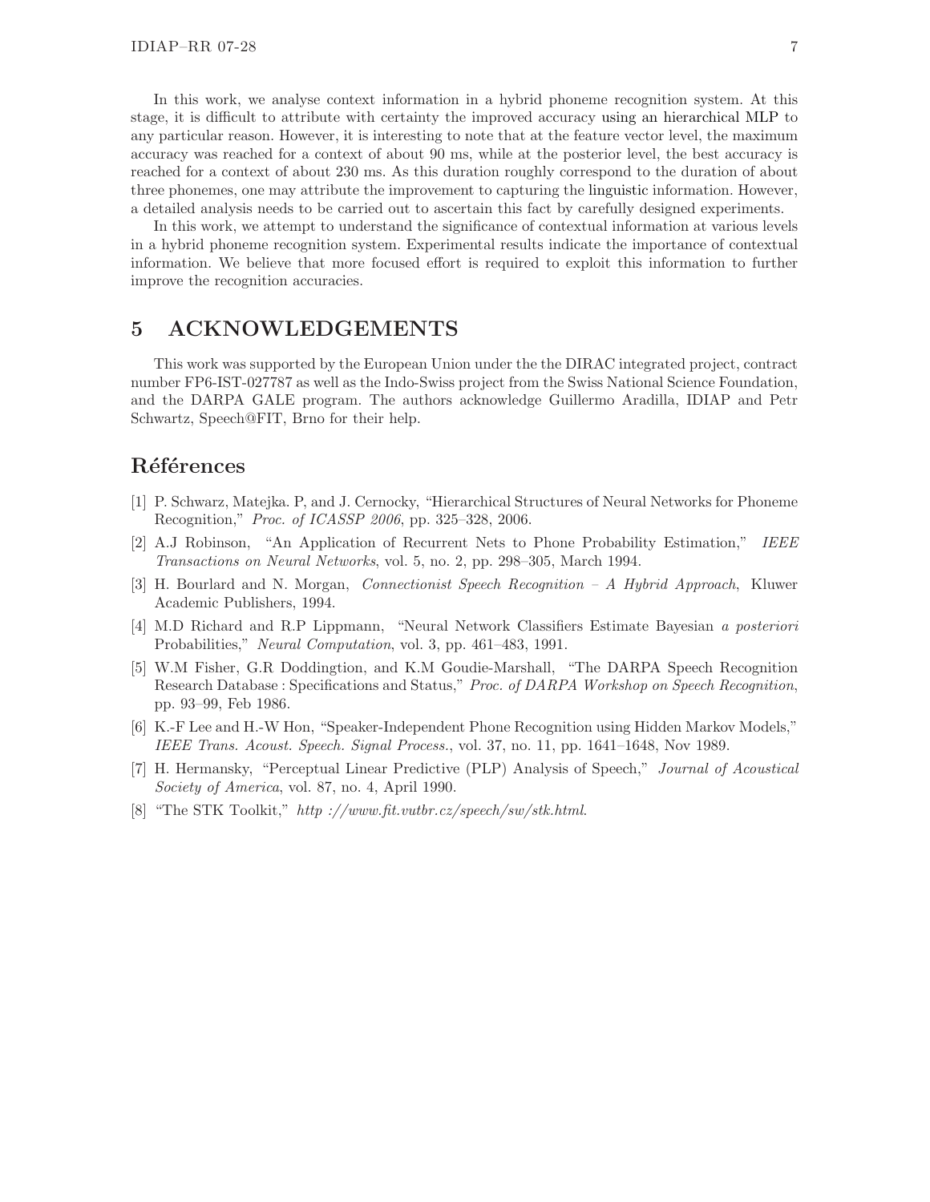In this work, we analyse context information in a hybrid phoneme recognition system. At this stage, it is difficult to attribute with certainty the improved accuracy using an hierarchical MLP to any particular reason. However, it is interesting to note that at the feature vector level, the maximum accuracy was reached for a context of about 90 ms, while at the posterior level, the best accuracy is reached for a context of about 230 ms. As this duration roughly correspond to the duration of about three phonemes, one may attribute the improvement to capturing the linguistic information. However, a detailed analysis needs to be carried out to ascertain this fact by carefully designed experiments.

In this work, we attempt to understand the significance of contextual information at various levels in a hybrid phoneme recognition system. Experimental results indicate the importance of contextual information. We believe that more focused effort is required to exploit this information to further improve the recognition accuracies.

# 5 ACKNOWLEDGEMENTS

This work was supported by the European Union under the the DIRAC integrated project, contract number FP6-IST-027787 as well as the Indo-Swiss project from the Swiss National Science Foundation, and the DARPA GALE program. The authors acknowledge Guillermo Aradilla, IDIAP and Petr Schwartz, Speech@FIT, Brno for their help.

## Références

[1] P. Schwarz, Matejka. P, and J. Cernocky, "Hierarchical Structures of Neural Networks for Phoneme Recognition," *Proc. of ICASSP 2006*, pp. 325–328, 2006.

[2] A.J Robinson, "An Application of Recurrent Nets to Phone Probability Estimation," *IEEE Transactions on Neural Networks*, vol. 5, no. 2, pp. 298–305, March 1994.

[3] H. Bourlard and N. Morgan, *Connectionist Speech Recognition – A Hybrid Approach*, Kluwer Academic Publishers, 1994.

[4] M.D Richard and R.P Lippmann, "Neural Network Classifiers Estimate Bayesian *a posteriori* Probabilities," *Neural Computation*, vol. 3, pp. 461–483, 1991.

[5] W.M Fisher, G.R Doddingtion, and K.M Goudie-Marshall, "The DARPA Speech Recognition Research Database : Specifications and Status," *Proc. of DARPA Workshop on Speech Recognition*, pp. 93–99, Feb 1986.

[6] K.-F Lee and H.-W Hon, "Speaker-Independent Phone Recognition using Hidden Markov Models," *IEEE Trans. Acoust. Speech. Signal Process.*, vol. 37, no. 11, pp. 1641–1648, Nov 1989.

[7] H. Hermansky, "Perceptual Linear Predictive (PLP) Analysis of Speech," *Journal of Acoustical Society of America*, vol. 87, no. 4, April 1990.

[8] "The STK Toolkit," *http ://www.fit.vutbr.cz/speech/sw/stk.html*.